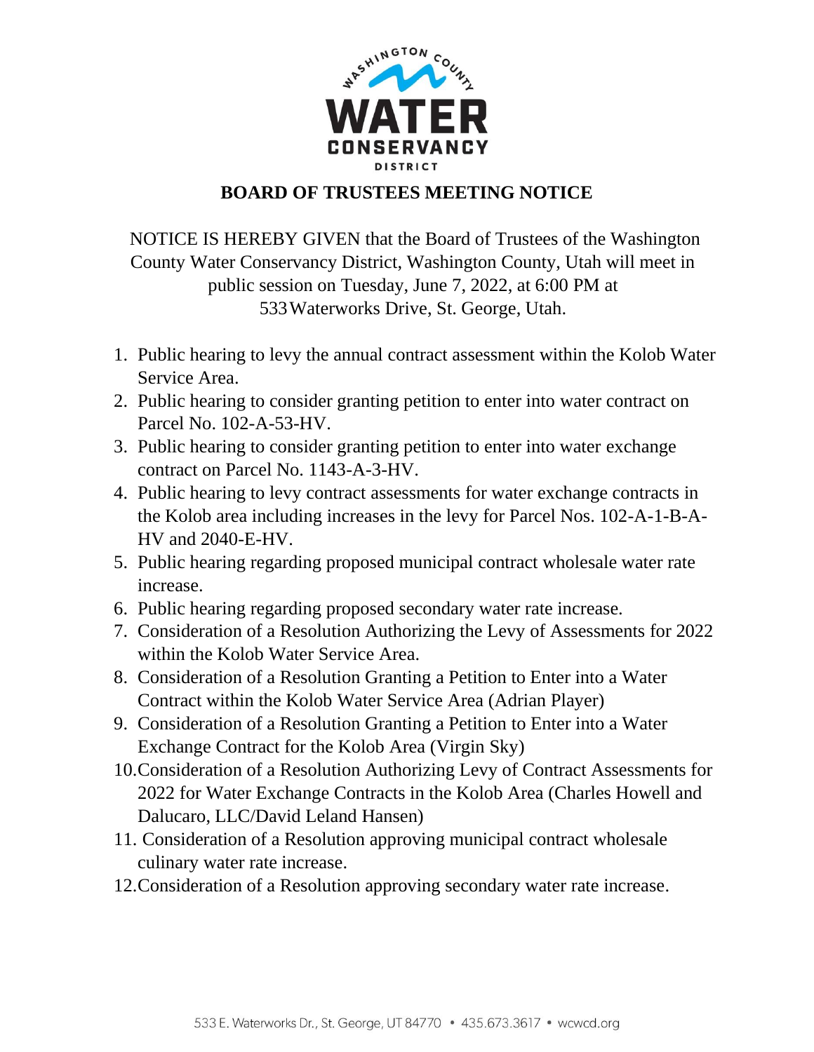# BOARD OF TRUSTEES MEETING NOTICE

NOTICE IS HEREBY GIVEN that the Board of Trustees of the Washington County Water Conservancy District, Washington County, Utah will meet in public session on Tuesday, June 7, 2022, at 6:00 PM at 533 Waterworks Drive, St. George, Utah.

1. Public hearing to levy the annual contract assessment within the Kolob Water Service Area.
2. Public hearing to consider granting petition to enter into water contract on Parcel No. 102-A-53-HV.
3. Public hearing to consider granting petition to enter into water exchange contract on Parcel No. 1143-A-3-HV.
4. Public hearing to levy contract assessments for water exchange contracts in the Kolob area including increases in the levy for Parcel Nos. 102-A-1-B-A-HV and 2040-E-HV.
5. Public hearing regarding proposed municipal contract wholesale water rate increase.
6. Public hearing regarding proposed secondary water rate increase.
7. Consideration of a Resolution Authorizing the Levy of Assessments for 2022 within the Kolob Water Service Area.
8. Consideration of a Resolution Granting a Petition to Enter into a Water Contract within the Kolob Water Service Area (Adrian Player)
9. Consideration of a Resolution Granting a Petition to Enter into a Water Exchange Contract for the Kolob Area (Virgin Sky)
10. Consideration of a Resolution Authorizing Levy of Contract Assessments for 2022 for Water Exchange Contracts in the Kolob Area (Charles Howell and Dalucaro, LLC/David Leland Hansen)
11. Consideration of a Resolution approving municipal contract wholesale culinary water rate increase.
12. Consideration of a Resolution approving secondary water rate increase.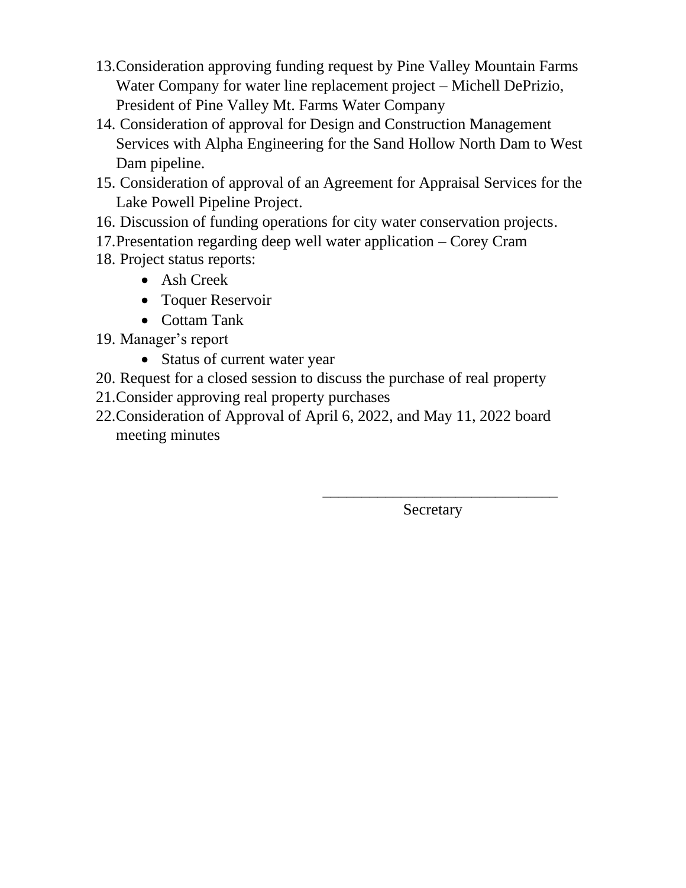13. Consideration approving funding request by Pine Valley Mountain Farms Water Company for water line replacement project – Michell DePrizio, President of Pine Valley Mt. Farms Water Company
14. Consideration of approval for Design and Construction Management Services with Alpha Engineering for the Sand Hollow North Dam to West Dam pipeline.
15. Consideration of approval of an Agreement for Appraisal Services for the Lake Powell Pipeline Project.
16. Discussion of funding operations for city water conservation projects.
17. Presentation regarding deep well water application – Corey Cram
18. Project status reports:
    - Ash Creek
    - Toquer Reservoir
    - Cottam Tank
19. Manager's report
    - Status of current water year
20. Request for a closed session to discuss the purchase of real property
21. Consider approving real property purchases
22. Consideration of Approval of April 6, 2022, and May 11, 2022 board meeting minutes

\_\_\_\_\_\_\_\_\_\_\_\_\_\_\_\_\_\_\_\_\_\_\_\_\_\_\_\_\_\_

Secretary